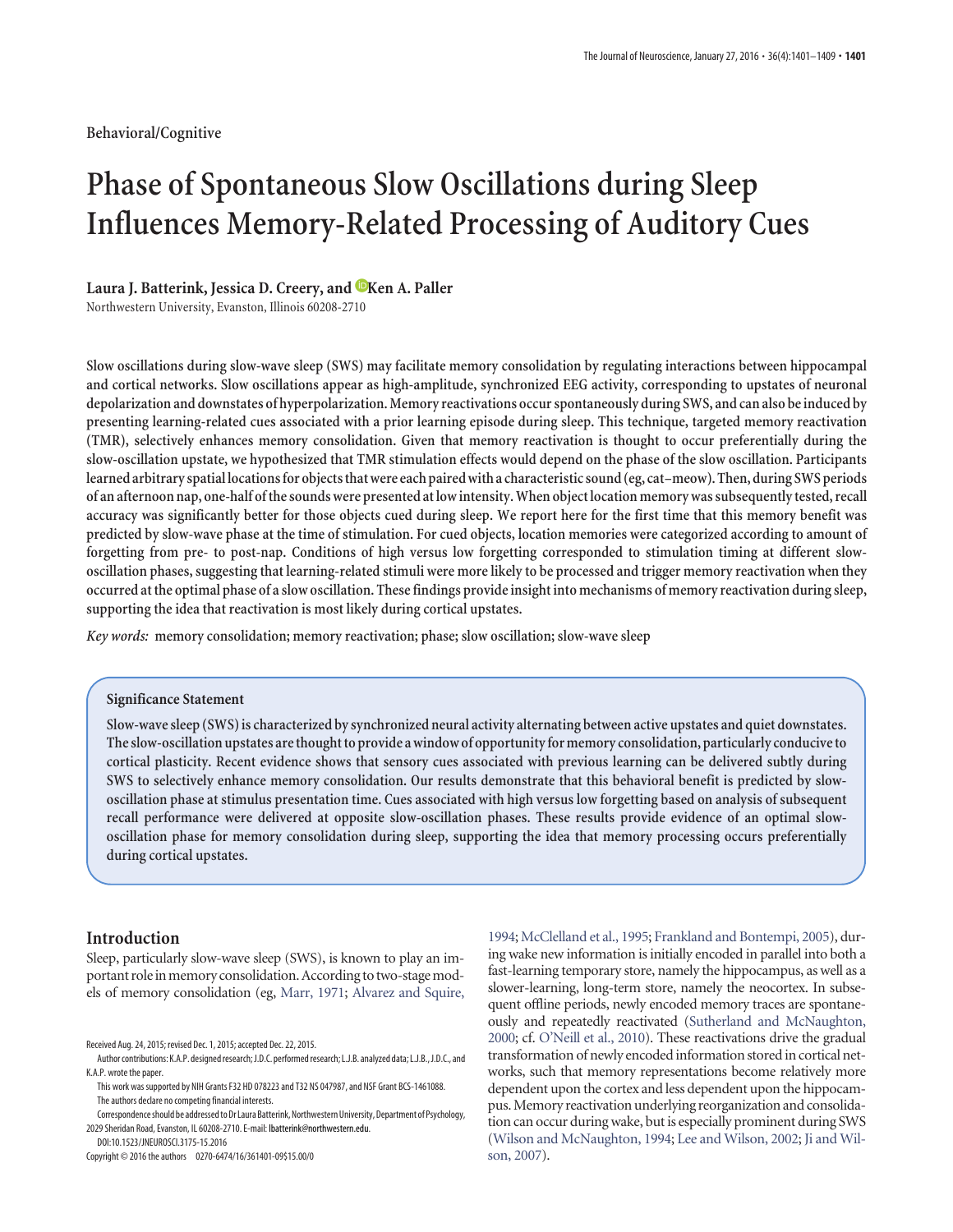Behavioral/Cognitive

# Phase of Spontaneous Slow Oscillations during Sleep Influences Memory-Related Processing of Auditory Cues

**Laura J. Batterink, Jessica D. Creery, and Ken A. Paller**

Northwestern University, Evanston, Illinois 60208-2710

**Slow oscillations during slow-wave sleep (SWS) may facilitate memory consolidation by regulating interactions between hippocampal and cortical networks. Slow oscillations appear as high-amplitude, synchronized EEG activity, corresponding to upstates of neuronal depolarization and downstates of hyperpolarization. Memory reactivations occur spontaneously during SWS, and can also be induced by presenting learning-related cues associated with a prior learning episode during sleep. This technique, targeted memory reactivation (TMR), selectively enhances memory consolidation. Given that memory reactivation is thought to occur preferentially during the slow-oscillation upstate, we hypothesized that TMR stimulation effects would depend on the phase of the slow oscillation. Participants learned arbitrary spatial locations for objects that were each paired with a characteristic sound (eg, cat–meow). Then, during SWS periods of an afternoon nap, one-half of the sounds were presented at low intensity. When object location memory was subsequently tested, recall accuracy was significantly better for those objects cued during sleep. We report here for the first time that this memory benefit was predicted by slow-wave phase at the time of stimulation. For cued objects, location memories were categorized according to amount of forgetting from pre- to post-nap. Conditions of high versus low forgetting corresponded to stimulation timing at different slow-oscillation phases, suggesting that learning-related stimuli were more likely to be processed and trigger memory reactivation when they occurred at the optimal phase of a slow oscillation. These findings provide insight into mechanisms of memory reactivation during sleep, supporting the idea that reactivation is most likely during cortical upstates.**

*Key words:* **memory consolidation; memory reactivation; phase; slow oscillation; slow-wave sleep**

> **Significance Statement**
>
> **Slow-wave sleep (SWS) is characterized by synchronized neural activity alternating between active upstates and quiet downstates. The slow-oscillation upstates are thought to provide a window of opportunity for memory consolidation, particularly conducive to cortical plasticity. Recent evidence shows that sensory cues associated with previous learning can be delivered subtly during SWS to selectively enhance memory consolidation. Our results demonstrate that this behavioral benefit is predicted by slow-oscillation phase at stimulus presentation time. Cues associated with high versus low forgetting based on analysis of subsequent recall performance were delivered at opposite slow-oscillation phases. These results provide evidence of an optimal slow-oscillation phase for memory consolidation during sleep, supporting the idea that memory processing occurs preferentially during cortical upstates.**

## Introduction

Sleep, particularly slow-wave sleep (SWS), is known to play an important role in memory consolidation. According to two-stage models of memory consolidation (eg, Marr, 1971; Alvarez and Squire, 1994; McClelland et al., 1995; Frankland and Bontempi, 2005), during wake new information is initially encoded in parallel into both a fast-learning temporary store, namely the hippocampus, as well as a slower-learning, long-term store, namely the neocortex. In subsequent offline periods, newly encoded memory traces are spontaneously and repeatedly reactivated (Sutherland and McNaughton, 2000; cf. O'Neill et al., 2010). These reactivations drive the gradual transformation of newly encoded information stored in cortical networks, such that memory representations become relatively more dependent upon the cortex and less dependent upon the hippocampus. Memory reactivation underlying reorganization and consolidation can occur during wake, but is especially prominent during SWS (Wilson and McNaughton, 1994; Lee and Wilson, 2002; Ji and Wilson, 2007).

Received Aug. 24, 2015; revised Dec. 1, 2015; accepted Dec. 22, 2015.

Author contributions: K.A.P. designed research; J.D.C. performed research; L.J.B. analyzed data; L.J.B., J.D.C., and K.A.P. wrote the paper.

This work was supported by NIH Grants F32 HD 078223 and T32 NS 047987, and NSF Grant BCS-1461088.

The authors declare no competing financial interests.

Correspondence should be addressed to Dr Laura Batterink, Northwestern University, Department of Psychology, 2029 Sheridan Road, Evanston, IL 60208-2710. E-mail: lbatterink@northwestern.edu.

DOI:10.1523/JNEUROSCI.3175-15.2016

Copyright © 2016 the authors 0270-6474/16/361401-09$15.00/0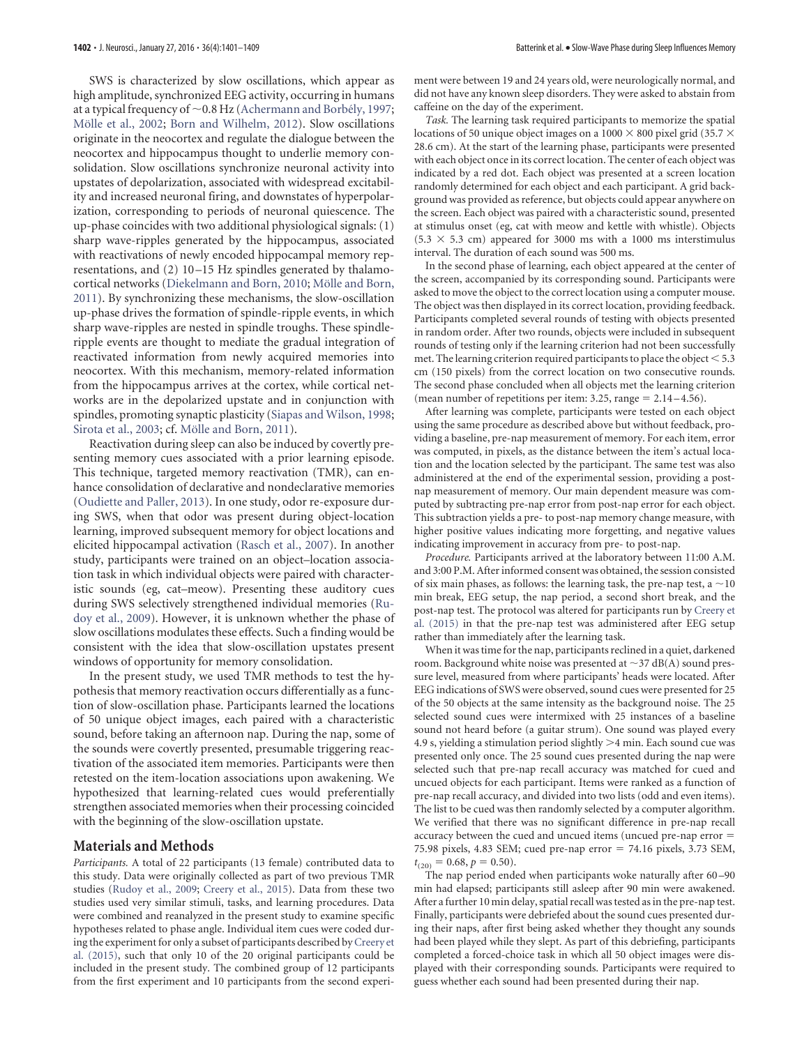SWS is characterized by slow oscillations, which appear as high amplitude, synchronized EEG activity, occurring in humans at a typical frequency of ~0.8 Hz (Achermann and Borbély, 1997; Mölle et al., 2002; Born and Wilhelm, 2012). Slow oscillations originate in the neocortex and regulate the dialogue between the neocortex and hippocampus thought to underlie memory consolidation. Slow oscillations synchronize neuronal activity into upstates of depolarization, associated with widespread excitability and increased neuronal firing, and downstates of hyperpolarization, corresponding to periods of neuronal quiescence. The up-phase coincides with two additional physiological signals: (1) sharp wave-ripples generated by the hippocampus, associated with reactivations of newly encoded hippocampal memory representations, and (2) 10–15 Hz spindles generated by thalamocortical networks (Diekelmann and Born, 2010; Mölle and Born, 2011). By synchronizing these mechanisms, the slow-oscillation up-phase drives the formation of spindle-ripple events, in which sharp wave-ripples are nested in spindle troughs. These spindle-ripple events are thought to mediate the gradual integration of reactivated information from newly acquired memories into neocortex. With this mechanism, memory-related information from the hippocampus arrives at the cortex, while cortical networks are in the depolarized upstate and in conjunction with spindles, promoting synaptic plasticity (Siapas and Wilson, 1998; Sirota et al., 2003; cf. Mölle and Born, 2011).

Reactivation during sleep can also be induced by covertly presenting memory cues associated with a prior learning episode. This technique, targeted memory reactivation (TMR), can enhance consolidation of declarative and nondeclarative memories (Oudiette and Paller, 2013). In one study, odor re-exposure during SWS, when that odor was present during object-location learning, improved subsequent memory for object locations and elicited hippocampal activation (Rasch et al., 2007). In another study, participants were trained on an object–location association task in which individual objects were paired with characteristic sounds (eg, cat–meow). Presenting these auditory cues during SWS selectively strengthened individual memories (Rudoy et al., 2009). However, it is unknown whether the phase of slow oscillations modulates these effects. Such a finding would be consistent with the idea that slow-oscillation upstates present windows of opportunity for memory consolidation.

In the present study, we used TMR methods to test the hypothesis that memory reactivation occurs differentially as a function of slow-oscillation phase. Participants learned the locations of 50 unique object images, each paired with a characteristic sound, before taking an afternoon nap. During the nap, some of the sounds were covertly presented, presumable triggering reactivation of the associated item memories. Participants were then retested on the item-location associations upon awakening. We hypothesized that learning-related cues would preferentially strengthen associated memories when their processing coincided with the beginning of the slow-oscillation upstate.

## Materials and Methods

*Participants.* A total of 22 participants (13 female) contributed data to this study. Data were originally collected as part of two previous TMR studies (Rudoy et al., 2009; Creery et al., 2015). Data from these two studies used very similar stimuli, tasks, and learning procedures. Data were combined and reanalyzed in the present study to examine specific hypotheses related to phase angle. Individual item cues were coded during the experiment for only a subset of participants described by Creery et al. (2015), such that only 10 of the 20 original participants could be included in the present study. The combined group of 12 participants from the first experiment and 10 participants from the second experiment were between 19 and 24 years old, were neurologically normal, and did not have any known sleep disorders. They were asked to abstain from caffeine on the day of the experiment.

*Task.* The learning task required participants to memorize the spatial locations of 50 unique object images on a 1000 × 800 pixel grid (35.7 × 28.6 cm). At the start of the learning phase, participants were presented with each object once in its correct location. The center of each object was indicated by a red dot. Each object was presented at a screen location randomly determined for each object and each participant. A grid background was provided as reference, but objects could appear anywhere on the screen. Each object was paired with a characteristic sound, presented at stimulus onset (eg, cat with meow and kettle with whistle). Objects (5.3 × 5.3 cm) appeared for 3000 ms with a 1000 ms interstimulus interval. The duration of each sound was 500 ms.

In the second phase of learning, each object appeared at the center of the screen, accompanied by its corresponding sound. Participants were asked to move the object to the correct location using a computer mouse. The object was then displayed in its correct location, providing feedback. Participants completed several rounds of testing with objects presented in random order. After two rounds, objects were included in subsequent rounds of testing only if the learning criterion had not been successfully met. The learning criterion required participants to place the object < 5.3 cm (150 pixels) from the correct location on two consecutive rounds. The second phase concluded when all objects met the learning criterion (mean number of repetitions per item: 3.25, range = 2.14–4.56).

After learning was complete, participants were tested on each object using the same procedure as described above but without feedback, providing a baseline, pre-nap measurement of memory. For each item, error was computed, in pixels, as the distance between the item's actual location and the location selected by the participant. The same test was also administered at the end of the experimental session, providing a post-nap measurement of memory. Our main dependent measure was computed by subtracting pre-nap error from post-nap error for each object. This subtraction yields a pre- to post-nap memory change measure, with higher positive values indicating more forgetting, and negative values indicating improvement in accuracy from pre- to post-nap.

*Procedure.* Participants arrived at the laboratory between 11:00 A.M. and 3:00 P.M. After informed consent was obtained, the session consisted of six main phases, as follows: the learning task, the pre-nap test, a ~10 min break, EEG setup, the nap period, a second short break, and the post-nap test. The protocol was altered for participants run by Creery et al. (2015) in that the pre-nap test was administered after EEG setup rather than immediately after the learning task.

When it was time for the nap, participants reclined in a quiet, darkened room. Background white noise was presented at ~37 dB(A) sound pressure level, measured from where participants' heads were located. After EEG indications of SWS were observed, sound cues were presented for 25 of the 50 objects at the same intensity as the background noise. The 25 selected sound cues were intermixed with 25 instances of a baseline sound not heard before (a guitar strum). One sound was played every 4.9 s, yielding a stimulation period slightly >4 min. Each sound cue was presented only once. The 25 sound cues presented during the nap were selected such that pre-nap recall accuracy was matched for cued and uncued objects for each participant. Items were ranked as a function of pre-nap recall accuracy, and divided into two lists (odd and even items). The list to be cued was then randomly selected by a computer algorithm. We verified that there was no significant difference in pre-nap recall accuracy between the cued and uncued items (uncued pre-nap error = 75.98 pixels, 4.83 SEM; cued pre-nap error = 74.16 pixels, 3.73 SEM, $t_{(20)} = 0.68$, $p = 0.50$).

The nap period ended when participants woke naturally after 60–90 min had elapsed; participants still asleep after 90 min were awakened. After a further 10 min delay, spatial recall was tested as in the pre-nap test. Finally, participants were debriefed about the sound cues presented during their naps, after first being asked whether they thought any sounds had been played while they slept. As part of this debriefing, participants completed a forced-choice task in which all 50 object images were displayed with their corresponding sounds. Participants were required to guess whether each sound had been presented during their nap.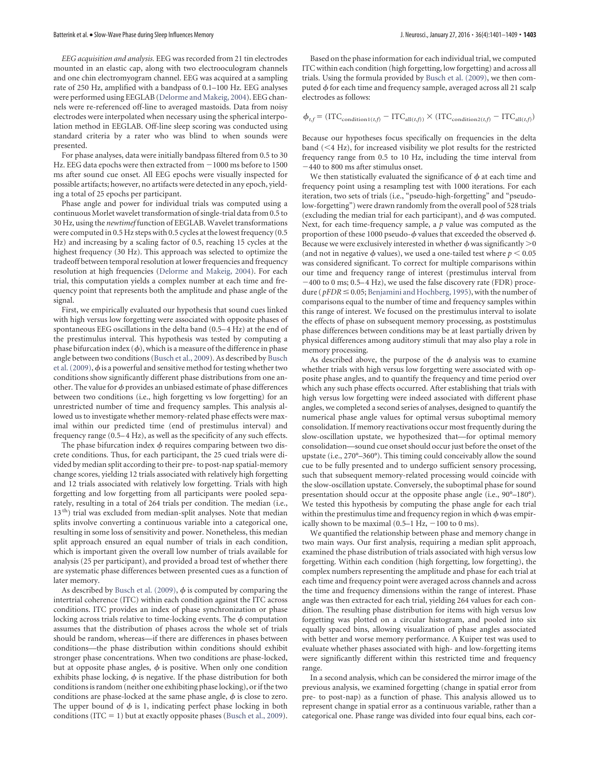*EEG acquisition and analysis.* EEG was recorded from 21 tin electrodes mounted in an elastic cap, along with two electrooculogram channels and one chin electromyogram channel. EEG was acquired at a sampling rate of 250 Hz, amplified with a bandpass of 0.1–100 Hz. EEG analyses were performed using EEGLAB (Delorme and Makeig, 2004). EEG channels were re-referenced off-line to averaged mastoids. Data from noisy electrodes were interpolated when necessary using the spherical interpolation method in EEGLAB. Off-line sleep scoring was conducted using standard criteria by a rater who was blind to when sounds were presented.

For phase analyses, data were initially bandpass filtered from 0.5 to 30 Hz. EEG data epochs were then extracted from −1000 ms before to 1500 ms after sound cue onset. All EEG epochs were visually inspected for possible artifacts; however, no artifacts were detected in any epoch, yielding a total of 25 epochs per participant.

Phase angle and power for individual trials was computed using a continuous Morlet wavelet transformation of single-trial data from 0.5 to 30 Hz, using the *newtimef* function of EEGLAB. Wavelet transformations were computed in 0.5 Hz steps with 0.5 cycles at the lowest frequency (0.5 Hz) and increasing by a scaling factor of 0.5, reaching 15 cycles at the highest frequency (30 Hz). This approach was selected to optimize the tradeoff between temporal resolution at lower frequencies and frequency resolution at high frequencies (Delorme and Makeig, 2004). For each trial, this computation yields a complex number at each time and frequency point that represents both the amplitude and phase angle of the signal.

First, we empirically evaluated our hypothesis that sound cues linked with high versus low forgetting were associated with opposite phases of spontaneous EEG oscillations in the delta band (0.5–4 Hz) at the end of the prestimulus interval. This hypothesis was tested by computing a phase bifurcation index ($\phi$), which is a measure of the difference in phase angle between two conditions (Busch et al., 2009). As described by Busch et al. (2009), $\phi$ is a powerful and sensitive method for testing whether two conditions show significantly different phase distributions from one another. The value for $\phi$ provides an unbiased estimate of phase differences between two conditions (i.e., high forgetting vs low forgetting) for an unrestricted number of time and frequency samples. This analysis allowed us to investigate whether memory-related phase effects were maximal within our predicted time (end of prestimulus interval) and frequency range (0.5–4 Hz), as well as the specificity of any such effects.

The phase bifurcation index $\phi$ requires comparing between two discrete conditions. Thus, for each participant, the 25 cued trials were divided by median split according to their pre- to post-nap spatial-memory change scores, yielding 12 trials associated with relatively high forgetting and 12 trials associated with relatively low forgetting. Trials with high forgetting and low forgetting from all participants were pooled separately, resulting in a total of 264 trials per condition. The median (i.e., 13[th]) trial was excluded from median-split analyses. Note that median splits involve converting a continuous variable into a categorical one, resulting in some loss of sensitivity and power. Nonetheless, this median split approach ensured an equal number of trials in each condition, which is important given the overall low number of trials available for analysis (25 per participant), and provided a broad test of whether there are systematic phase differences between presented cues as a function of later memory.

As described by Busch et al. (2009), $\phi$ is computed by comparing the intertrial coherence (ITC) within each condition against the ITC across conditions. ITC provides an index of phase synchronization or phase locking across trials relative to time-locking events. The $\phi$ computation assumes that the distribution of phases across the whole set of trials should be random, whereas—if there are differences in phases between conditions—the phase distribution within conditions should exhibit stronger phase concentrations. When two conditions are phase-locked, but at opposite phase angles, $\phi$ is positive. When only one condition exhibits phase locking, $\phi$ is negative. If the phase distribution for both conditions is random (neither one exhibiting phase locking), or if the two conditions are phase-locked at the same phase angle, $\phi$ is close to zero. The upper bound of $\phi$ is 1, indicating perfect phase locking in both conditions (ITC = 1) but at exactly opposite phases (Busch et al., 2009).

Based on the phase information for each individual trial, we computed ITC within each condition (high forgetting, low forgetting) and across all trials. Using the formula provided by Busch et al. (2009), we then computed $\phi$ for each time and frequency sample, averaged across all 21 scalp electrodes as follows:

$$\phi_{t,f} = (\mathrm{ITC}_{\mathrm{condition1}(t,f)} - \mathrm{ITC}_{\mathrm{all}(t,f)}) \times (\mathrm{ITC}_{\mathrm{condition2}(t,f)} - \mathrm{ITC}_{\mathrm{all}(t,f)})$$

Because our hypotheses focus specifically on frequencies in the delta band (<4 Hz), for increased visibility we plot results for the restricted frequency range from 0.5 to 10 Hz, including the time interval from −440 to 800 ms after stimulus onset.

We then statistically evaluated the significance of $\phi$ at each time and frequency point using a resampling test with 1000 iterations. For each iteration, two sets of trials (i.e., "pseudo-high-forgetting" and "pseudo-low-forgetting") were drawn randomly from the overall pool of 528 trials (excluding the median trial for each participant), and $\phi$ was computed. Next, for each time-frequency sample, a $p$ value was computed as the proportion of these 1000 pseudo-$\phi$ values that exceeded the observed $\phi$. Because we were exclusively interested in whether $\phi$ was significantly >0 (and not in negative $\phi$ values), we used a one-tailed test where $p < 0.05$ was considered significant. To correct for multiple comparisons within our time and frequency range of interest (prestimulus interval from −400 to 0 ms; 0.5–4 Hz), we used the false discovery rate (FDR) procedure ($pFDR \leq 0.05$; Benjamini and Hochberg, 1995), with the number of comparisons equal to the number of time and frequency samples within this range of interest. We focused on the prestimulus interval to isolate the effects of phase on subsequent memory processing, as poststimulus phase differences between conditions may be at least partially driven by physical differences among auditory stimuli that may also play a role in memory processing.

As described above, the purpose of the $\phi$ analysis was to examine whether trials with high versus low forgetting were associated with opposite phase angles, and to quantify the frequency and time period over which any such phase effects occurred. After establishing that trials with high versus low forgetting were indeed associated with different phase angles, we completed a second series of analyses, designed to quantify the numerical phase angle values for optimal versus suboptimal memory consolidation. If memory reactivations occur most frequently during the slow-oscillation upstate, we hypothesized that—for optimal memory consolidation—sound cue onset should occur just before the onset of the upstate (i.e., 270°–360°). This timing could conceivably allow the sound cue to be fully presented and to undergo sufficient sensory processing, such that subsequent memory-related processing would coincide with the slow-oscillation upstate. Conversely, the suboptimal phase for sound presentation should occur at the opposite phase angle (i.e., 90°–180°). We tested this hypothesis by computing the phase angle for each trial within the prestimulus time and frequency region in which $\phi$ was empirically shown to be maximal (0.5–1 Hz, −100 to 0 ms).

We quantified the relationship between phase and memory change in two main ways. Our first analysis, requiring a median split approach, examined the phase distribution of trials associated with high versus low forgetting. Within each condition (high forgetting, low forgetting), the complex numbers representing the amplitude and phase for each trial at each time and frequency point were averaged across channels and across the time and frequency dimensions within the range of interest. Phase angle was then extracted for each trial, yielding 264 values for each condition. The resulting phase distribution for items with high versus low forgetting was plotted on a circular histogram, and pooled into six equally spaced bins, allowing visualization of phase angles associated with better and worse memory performance. A Kuiper test was used to evaluate whether phases associated with high- and low-forgetting items were significantly different within this restricted time and frequency range.

In a second analysis, which can be considered the mirror image of the previous analysis, we examined forgetting (change in spatial error from pre- to post-nap) as a function of phase. This analysis allowed us to represent change in spatial error as a continuous variable, rather than a categorical one. Phase range was divided into four equal bins, each cor-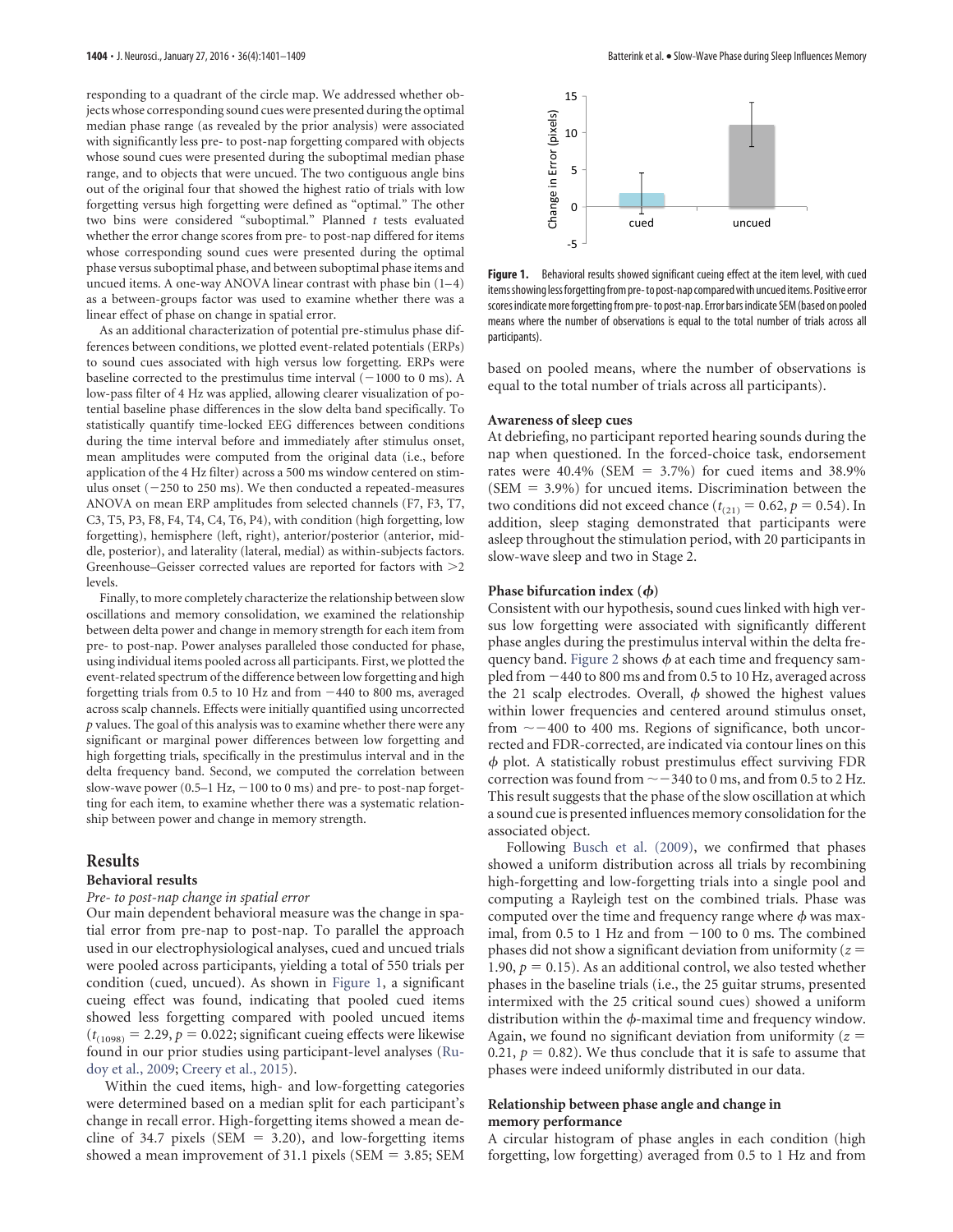responding to a quadrant of the circle map. We addressed whether objects whose corresponding sound cues were presented during the optimal median phase range (as revealed by the prior analysis) were associated with significantly less pre- to post-nap forgetting compared with objects whose sound cues were presented during the suboptimal median phase range, and to objects that were uncued. The two contiguous angle bins out of the original four that showed the highest ratio of trials with low forgetting versus high forgetting were defined as "optimal." The other two bins were considered "suboptimal." Planned *t* tests evaluated whether the error change scores from pre- to post-nap differed for items whose corresponding sound cues were presented during the optimal phase versus suboptimal phase, and between suboptimal phase items and uncued items. A one-way ANOVA linear contrast with phase bin (1–4) as a between-groups factor was used to examine whether there was a linear effect of phase on change in spatial error.

As an additional characterization of potential pre-stimulus phase differences between conditions, we plotted event-related potentials (ERPs) to sound cues associated with high versus low forgetting. ERPs were baseline corrected to the prestimulus time interval (−1000 to 0 ms). A low-pass filter of 4 Hz was applied, allowing clearer visualization of potential baseline phase differences in the slow delta band specifically. To statistically quantify time-locked EEG differences between conditions during the time interval before and immediately after stimulus onset, mean amplitudes were computed from the original data (i.e., before application of the 4 Hz filter) across a 500 ms window centered on stimulus onset (−250 to 250 ms). We then conducted a repeated-measures ANOVA on mean ERP amplitudes from selected channels (F7, F3, T7, C3, T5, P3, F8, F4, T4, C4, T6, P4), with condition (high forgetting, low forgetting), hemisphere (left, right), anterior/posterior (anterior, middle, posterior), and laterality (lateral, medial) as within-subjects factors. Greenhouse–Geisser corrected values are reported for factors with >2 levels.

Finally, to more completely characterize the relationship between slow oscillations and memory consolidation, we examined the relationship between delta power and change in memory strength for each item from pre- to post-nap. Power analyses paralleled those conducted for phase, using individual items pooled across all participants. First, we plotted the event-related spectrum of the difference between low forgetting and high forgetting trials from 0.5 to 10 Hz and from −440 to 800 ms, averaged across scalp channels. Effects were initially quantified using uncorrected *p* values. The goal of this analysis was to examine whether there were any significant or marginal power differences between low forgetting and high forgetting trials, specifically in the prestimulus interval and in the delta frequency band. Second, we computed the correlation between slow-wave power (0.5–1 Hz, −100 to 0 ms) and pre- to post-nap forgetting for each item, to examine whether there was a systematic relationship between power and change in memory strength.

## Results

### Behavioral results

*Pre- to post-nap change in spatial error*

Our main dependent behavioral measure was the change in spatial error from pre-nap to post-nap. To parallel the approach used in our electrophysiological analyses, cued and uncued trials were pooled across participants, yielding a total of 550 trials per condition (cued, uncued). As shown in Figure 1, a significant cueing effect was found, indicating that pooled cued items showed less forgetting compared with pooled uncued items ($t_{(1098)} = 2.29$, $p = 0.022$; significant cueing effects were likewise found in our prior studies using participant-level analyses (Rudoy et al., 2009; Creery et al., 2015).

Within the cued items, high- and low-forgetting categories were determined based on a median split for each participant's change in recall error. High-forgetting items showed a mean decline of 34.7 pixels (SEM = 3.20), and low-forgetting items showed a mean improvement of 31.1 pixels (SEM = 3.85; SEM based on pooled means, where the number of observations is equal to the total number of trials across all participants).

**Figure 1.** Behavioral results showed significant cueing effect at the item level, with cued items showing less forgetting from pre- to post-nap compared with uncued items. Positive error scores indicate more forgetting from pre- to post-nap. Error bars indicate SEM (based on pooled means where the number of observations is equal to the total number of trials across all participants).

### Awareness of sleep cues

At debriefing, no participant reported hearing sounds during the nap when questioned. In the forced-choice task, endorsement rates were 40.4% (SEM = 3.7%) for cued items and 38.9% (SEM = 3.9%) for uncued items. Discrimination between the two conditions did not exceed chance ($t_{(21)} = 0.62$, $p = 0.54$). In addition, sleep staging demonstrated that participants were asleep throughout the stimulation period, with 20 participants in slow-wave sleep and two in Stage 2.

### Phase bifurcation index ($\phi$)

Consistent with our hypothesis, sound cues linked with high versus low forgetting were associated with significantly different phase angles during the prestimulus interval within the delta frequency band. Figure 2 shows $\phi$ at each time and frequency sampled from −440 to 800 ms and from 0.5 to 10 Hz, averaged across the 21 scalp electrodes. Overall, $\phi$ showed the highest values within lower frequencies and centered around stimulus onset, from ~−400 to 400 ms. Regions of significance, both uncorrected and FDR-corrected, are indicated via contour lines on this $\phi$ plot. A statistically robust prestimulus effect surviving FDR correction was found from ~−340 to 0 ms, and from 0.5 to 2 Hz. This result suggests that the phase of the slow oscillation at which a sound cue is presented influences memory consolidation for the associated object.

Following Busch et al. (2009), we confirmed that phases showed a uniform distribution across all trials by recombining high-forgetting and low-forgetting trials into a single pool and computing a Rayleigh test on the combined trials. Phase was computed over the time and frequency range where $\phi$ was maximal, from 0.5 to 1 Hz and from −100 to 0 ms. The combined phases did not show a significant deviation from uniformity ($z = 1.90$, $p = 0.15$). As an additional control, we also tested whether phases in the baseline trials (i.e., the 25 guitar strums, presented intermixed with the 25 critical sound cues) showed a uniform distribution within the $\phi$-maximal time and frequency window. Again, we found no significant deviation from uniformity ($z = 0.21$, $p = 0.82$). We thus conclude that it is safe to assume that phases were indeed uniformly distributed in our data.

### Relationship between phase angle and change in memory performance

A circular histogram of phase angles in each condition (high forgetting, low forgetting) averaged from 0.5 to 1 Hz and from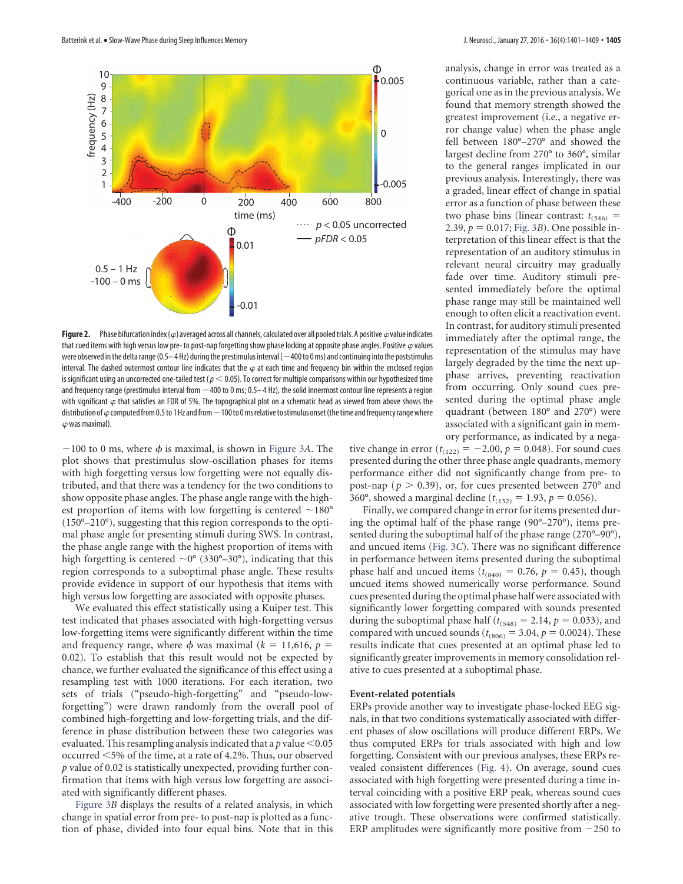**Figure 2.** Phase bifurcation index ($\varphi$) averaged across all channels, calculated over all pooled trials. A positive $\varphi$ value indicates that cued items with high versus low pre- to post-nap forgetting show phase locking at opposite phase angles. Positive $\varphi$ values were observed in the delta range (0.5–4 Hz) during the prestimulus interval (−400 to 0 ms) and continuing into the poststimulus interval. The dashed outermost contour line indicates that the $\varphi$ at each time and frequency bin within the enclosed region is significant using an uncorrected one-tailed test ($p < 0.05$). To correct for multiple comparisons within our hypothesized time and frequency range (prestimulus interval from −400 to 0 ms; 0.5–4 Hz), the solid innermost contour line represents a region with significant $\varphi$ that satisfies an FDR of 5%. The topographical plot on a schematic head as viewed from above shows the distribution of $\varphi$ computed from 0.5 to 1 Hz and from −100 to 0 ms relative to stimulus onset (the time and frequency range where $\varphi$ was maximal).

−100 to 0 ms, where $\phi$ is maximal, is shown in Figure 3*A*. The plot shows that prestimulus slow-oscillation phases for items with high forgetting versus low forgetting were not equally distributed, and that there was a tendency for the two conditions to show opposite phase angles. The phase angle range with the highest proportion of items with low forgetting is centered ~180° (150°–210°), suggesting that this region corresponds to the optimal phase angle for presenting stimuli during SWS. In contrast, the phase angle range with the highest proportion of items with high forgetting is centered ~0° (330°–30°), indicating that this region corresponds to a suboptimal phase angle. These results provide evidence in support of our hypothesis that items with high versus low forgetting are associated with opposite phases.

We evaluated this effect statistically using a Kuiper test. This test indicated that phases associated with high-forgetting versus low-forgetting items were significantly different within the time and frequency range, where $\phi$ was maximal ($k$ = 11,616, $p$ = 0.02). To establish that this result would not be expected by chance, we further evaluated the significance of this effect using a resampling test with 1000 iterations. For each iteration, two sets of trials ("pseudo-high-forgetting" and "pseudo-low-forgetting") were drawn randomly from the overall pool of combined high-forgetting and low-forgetting trials, and the difference in phase distribution between these two categories was evaluated. This resampling analysis indicated that a $p$ value <0.05 occurred <5% of the time, at a rate of 4.2%. Thus, our observed $p$ value of 0.02 is statistically unexpected, providing further confirmation that items with high versus low forgetting are associated with significantly different phases.

Figure 3*B* displays the results of a related analysis, in which change in spatial error from pre- to post-nap is plotted as a function of phase, divided into four equal bins. Note that in this analysis, change in error was treated as a continuous variable, rather than a categorical one as in the previous analysis. We found that memory strength showed the greatest improvement (i.e., a negative error change value) when the phase angle fell between 180°–270° and showed the largest decline from 270° to 360°, similar to the general ranges implicated in our previous analysis. Interestingly, there was a graded, linear effect of change in spatial error as a function of phase between these two phase bins (linear contrast: $t_{(546)}$ = 2.39, $p$ = 0.017; Fig. 3*B*). One possible interpretation of this linear effect is that the representation of an auditory stimulus in relevant neural circuitry may gradually fade over time. Auditory stimuli presented immediately before the optimal phase range may still be maintained well enough to often elicit a reactivation event. In contrast, for auditory stimuli presented immediately after the optimal range, the representation of the stimulus may have largely degraded by the time the next up-phase arrives, preventing reactivation from occurring. Only sound cues presented during the optimal phase angle quadrant (between 180° and 270°) were associated with a significant gain in memory performance, as indicated by a negative change in error ($t_{(122)}$ = −2.00, $p$ = 0.048). For sound cues presented during the other three phase angle quadrants, memory performance either did not significantly change from pre- to post-nap ($p$ > 0.39), or, for cues presented between 270° and 360°, showed a marginal decline ($t_{(132)}$ = 1.93, $p$ = 0.056).

Finally, we compared change in error for items presented during the optimal half of the phase range (90°–270°), items presented during the suboptimal half of the phase range (270°–90°), and uncued items (Fig. 3*C*). There was no significant difference in performance between items presented during the suboptimal phase half and uncued items ($t_{(840)}$ = 0.76, $p$ = 0.45), though uncued items showed numerically worse performance. Sound cues presented during the optimal phase half were associated with significantly lower forgetting compared with sounds presented during the suboptimal phase half ($t_{(548)}$ = 2.14, $p$ = 0.033), and compared with uncued sounds ($t_{(806)}$ = 3.04, $p$ = 0.0024). These results indicate that cues presented at an optimal phase led to significantly greater improvements in memory consolidation relative to cues presented at a suboptimal phase.

### Event-related potentials

ERPs provide another way to investigate phase-locked EEG signals, in that two conditions systematically associated with different phases of slow oscillations will produce different ERPs. We thus computed ERPs for trials associated with high and low forgetting. Consistent with our previous analyses, these ERPs revealed consistent differences (Fig. 4). On average, sound cues associated with high forgetting were presented during a time interval coinciding with a positive ERP peak, whereas sound cues associated with low forgetting were presented shortly after a negative trough. These observations were confirmed statistically. ERP amplitudes were significantly more positive from −250 to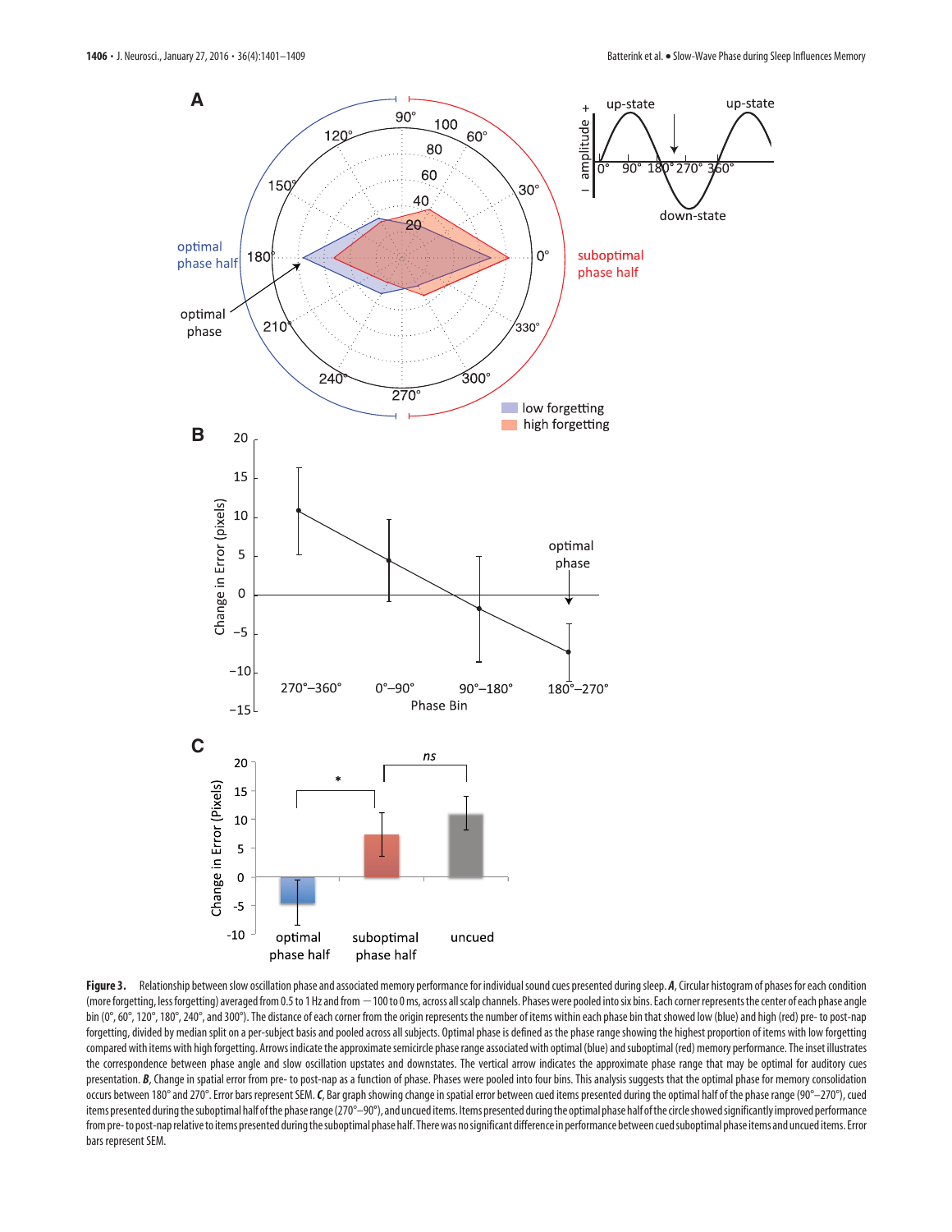**Figure 3.** Relationship between slow oscillation phase and associated memory performance for individual sound cues presented during sleep. ***A***, Circular histogram of phases for each condition (more forgetting, less forgetting) averaged from 0.5 to 1 Hz and from −100 to 0 ms, across all scalp channels. Phases were pooled into six bins. Each corner represents the center of each phase angle bin (0°, 60°, 120°, 180°, 240°, and 300°). The distance of each corner from the origin represents the number of items within each phase bin that showed low (blue) and high (red) pre- to post-nap forgetting, divided by median split on a per-subject basis and pooled across all subjects. Optimal phase is defined as the phase range showing the highest proportion of items with low forgetting compared with items with high forgetting. Arrows indicate the approximate semicircle phase range associated with optimal (blue) and suboptimal (red) memory performance. The inset illustrates the correspondence between phase angle and slow oscillation upstates and downstates. The vertical arrow indicates the approximate phase range that may be optimal for auditory cues presentation. ***B***, Change in spatial error from pre- to post-nap as a function of phase. Phases were pooled into four bins. This analysis suggests that the optimal phase for memory consolidation occurs between 180° and 270°. Error bars represent SEM. ***C***, Bar graph showing change in spatial error between cued items presented during the optimal half of the phase range (90°–270°), cued items presented during the suboptimal half of the phase range (270°–90°), and uncued items. Items presented during the optimal phase half of the circle showed significantly improved performance from pre- to post-nap relative to items presented during the suboptimal phase half. There was no significant difference in performance between cued suboptimal phase items and uncued items. Error bars represent SEM.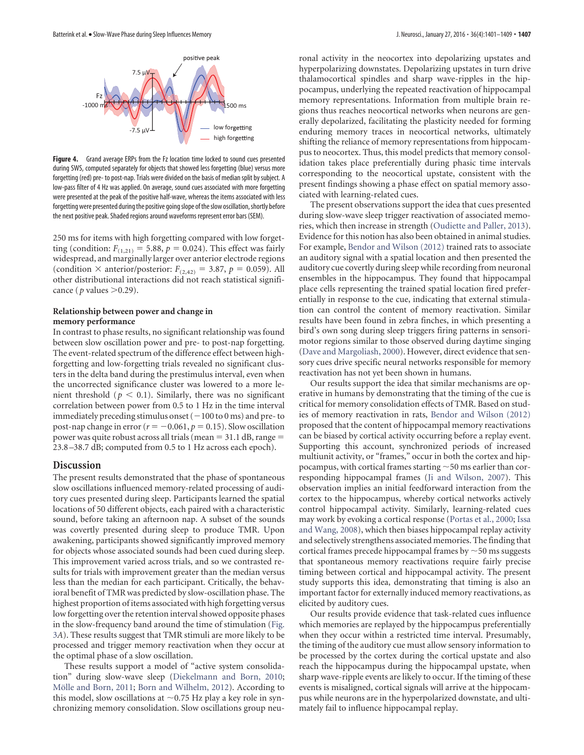**Figure 4.** Grand average ERPs from the Fz location time locked to sound cues presented during SWS, computed separately for objects that showed less forgetting (blue) versus more forgetting (red) pre- to post-nap. Trials were divided on the basis of median split by subject. A low-pass filter of 4 Hz was applied. On average, sound cues associated with more forgetting were presented at the peak of the positive half-wave, whereas the items associated with less forgetting were presented during the positive going slope of the slow oscillation, shortly before the next positive peak. Shaded regions around waveforms represent error bars (SEM).

250 ms for items with high forgetting compared with low forgetting (condition: $F_{(1,21)} = 5.88$, $p = 0.024$). This effect was fairly widespread, and marginally larger over anterior electrode regions (condition × anterior/posterior: $F_{(2,42)} = 3.87$, $p = 0.059$). All other distributional interactions did not reach statistical significance ($p$ values $>0.29$).

### Relationship between power and change in memory performance

In contrast to phase results, no significant relationship was found between slow oscillation power and pre- to post-nap forgetting. The event-related spectrum of the difference effect between high-forgetting and low-forgetting trials revealed no significant clusters in the delta band during the prestimulus interval, even when the uncorrected significance cluster was lowered to a more lenient threshold ($p < 0.1$). Similarly, there was no significant correlation between power from 0.5 to 1 Hz in the time interval immediately preceding stimulus onset (−100 to 0 ms) and pre- to post-nap change in error ($r = -0.061$, $p = 0.15$). Slow oscillation power was quite robust across all trials (mean = 31.1 dB, range = 23.8–38.7 dB; computed from 0.5 to 1 Hz across each epoch).

## Discussion

The present results demonstrated that the phase of spontaneous slow oscillations influenced memory-related processing of auditory cues presented during sleep. Participants learned the spatial locations of 50 different objects, each paired with a characteristic sound, before taking an afternoon nap. A subset of the sounds was covertly presented during sleep to produce TMR. Upon awakening, participants showed significantly improved memory for objects whose associated sounds had been cued during sleep. This improvement varied across trials, and so we contrasted results for trials with improvement greater than the median versus less than the median for each participant. Critically, the behavioral benefit of TMR was predicted by slow-oscillation phase. The highest proportion of items associated with high forgetting versus low forgetting over the retention interval showed opposite phases in the slow-frequency band around the time of stimulation (Fig. 3A). These results suggest that TMR stimuli are more likely to be processed and trigger memory reactivation when they occur at the optimal phase of a slow oscillation.

These results support a model of "active system consolidation" during slow-wave sleep (Diekelmann and Born, 2010; Mölle and Born, 2011; Born and Wilhelm, 2012). According to this model, slow oscillations at ~0.75 Hz play a key role in synchronizing memory consolidation. Slow oscillations group neuronal activity in the neocortex into depolarizing upstates and hyperpolarizing downstates. Depolarizing upstates in turn drive thalamocortical spindles and sharp wave-ripples in the hippocampus, underlying the repeated reactivation of hippocampal memory representations. Information from multiple brain regions thus reaches neocortical networks when neurons are generally depolarized, facilitating the plasticity needed for forming enduring memory traces in neocortical networks, ultimately shifting the reliance of memory representations from hippocampus to neocortex. Thus, this model predicts that memory consolidation takes place preferentially during phasic time intervals corresponding to the neocortical upstate, consistent with the present findings showing a phase effect on spatial memory associated with learning-related cues.

The present observations support the idea that cues presented during slow-wave sleep trigger reactivation of associated memories, which then increase in strength (Oudiette and Paller, 2013). Evidence for this notion has also been obtained in animal studies. For example, Bendor and Wilson (2012) trained rats to associate an auditory signal with a spatial location and then presented the auditory cue covertly during sleep while recording from neuronal ensembles in the hippocampus. They found that hippocampal place cells representing the trained spatial location fired preferentially in response to the cue, indicating that external stimulation can control the content of memory reactivation. Similar results have been found in zebra finches, in which presenting a bird's own song during sleep triggers firing patterns in sensorimotor regions similar to those observed during daytime singing (Dave and Margoliash, 2000). However, direct evidence that sensory cues drive specific neural networks responsible for memory reactivation has not yet been shown in humans.

Our results support the idea that similar mechanisms are operative in humans by demonstrating that the timing of the cue is critical for memory consolidation effects of TMR. Based on studies of memory reactivation in rats, Bendor and Wilson (2012) proposed that the content of hippocampal memory reactivations can be biased by cortical activity occurring before a replay event. Supporting this account, synchronized periods of increased multiunit activity, or "frames," occur in both the cortex and hippocampus, with cortical frames starting ~50 ms earlier than corresponding hippocampal frames (Ji and Wilson, 2007). This observation implies an initial feedforward interaction from the cortex to the hippocampus, whereby cortical networks actively control hippocampal activity. Similarly, learning-related cues may work by evoking a cortical response (Portas et al., 2000; Issa and Wang, 2008), which then biases hippocampal replay activity and selectively strengthens associated memories. The finding that cortical frames precede hippocampal frames by ~50 ms suggests that spontaneous memory reactivations require fairly precise timing between cortical and hippocampal activity. The present study supports this idea, demonstrating that timing is also an important factor for externally induced memory reactivations, as elicited by auditory cues.

Our results provide evidence that task-related cues influence which memories are replayed by the hippocampus preferentially when they occur within a restricted time interval. Presumably, the timing of the auditory cue must allow sensory information to be processed by the cortex during the cortical upstate and also reach the hippocampus during the hippocampal upstate, when sharp wave-ripple events are likely to occur. If the timing of these events is misaligned, cortical signals will arrive at the hippocampus while neurons are in the hyperpolarized downstate, and ultimately fail to influence hippocampal replay.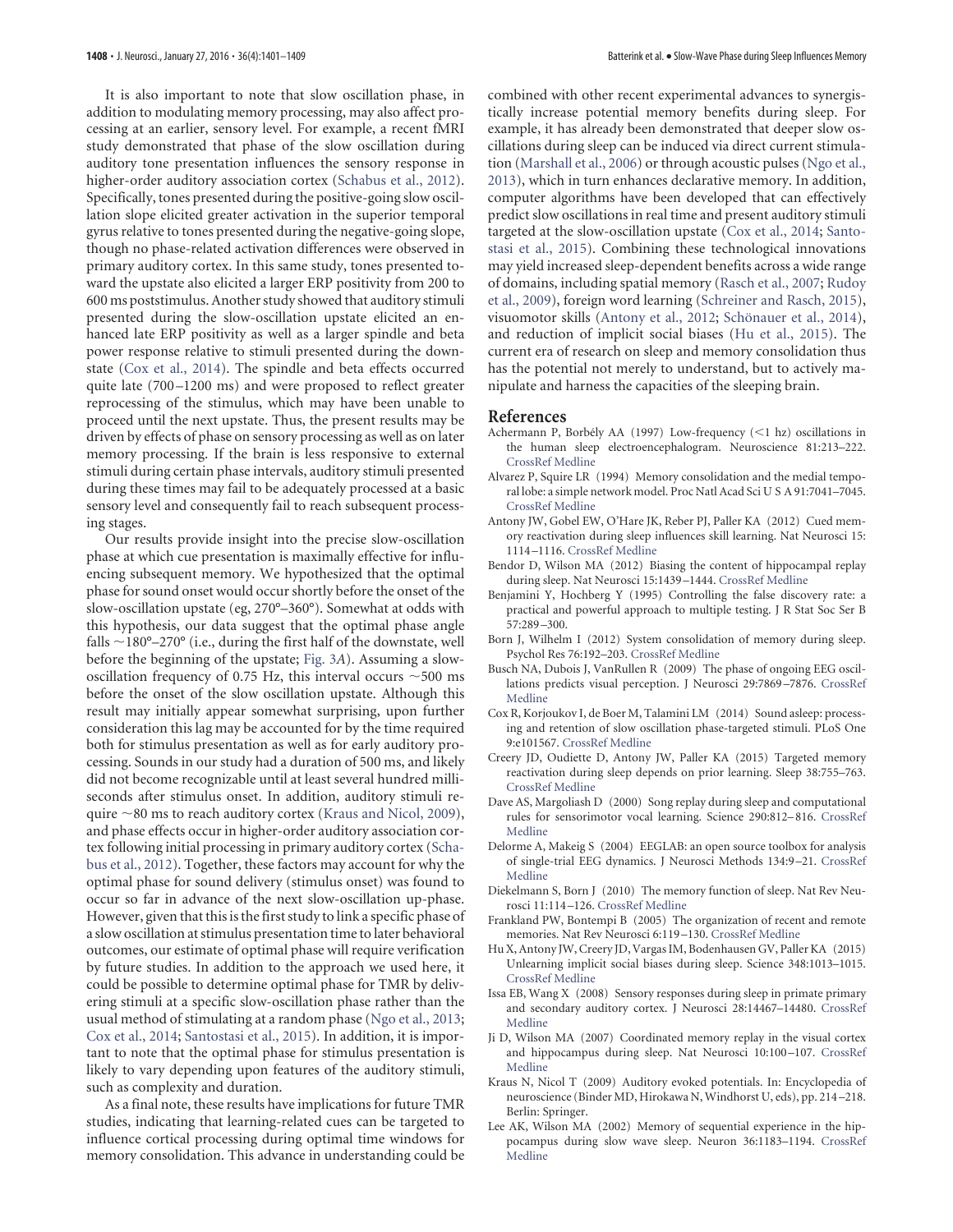It is also important to note that slow oscillation phase, in addition to modulating memory processing, may also affect processing at an earlier, sensory level. For example, a recent fMRI study demonstrated that phase of the slow oscillation during auditory tone presentation influences the sensory response in higher-order auditory association cortex (Schabus et al., 2012). Specifically, tones presented during the positive-going slow oscillation slope elicited greater activation in the superior temporal gyrus relative to tones presented during the negative-going slope, though no phase-related activation differences were observed in primary auditory cortex. In this same study, tones presented toward the upstate also elicited a larger ERP positivity from 200 to 600 ms poststimulus. Another study showed that auditory stimuli presented during the slow-oscillation upstate elicited an enhanced late ERP positivity as well as a larger spindle and beta power response relative to stimuli presented during the downstate (Cox et al., 2014). The spindle and beta effects occurred quite late (700–1200 ms) and were proposed to reflect greater reprocessing of the stimulus, which may have been unable to proceed until the next upstate. Thus, the present results may be driven by effects of phase on sensory processing as well as on later memory processing. If the brain is less responsive to external stimuli during certain phase intervals, auditory stimuli presented during these times may fail to be adequately processed at a basic sensory level and consequently fail to reach subsequent processing stages.

Our results provide insight into the precise slow-oscillation phase at which cue presentation is maximally effective for influencing subsequent memory. We hypothesized that the optimal phase for sound onset would occur shortly before the onset of the slow-oscillation upstate (eg, 270°–360°). Somewhat at odds with this hypothesis, our data suggest that the optimal phase angle falls ~180°–270° (i.e., during the first half of the downstate, well before the beginning of the upstate; Fig. 3A). Assuming a slow-oscillation frequency of 0.75 Hz, this interval occurs ~500 ms before the onset of the slow oscillation upstate. Although this result may initially appear somewhat surprising, upon further consideration this lag may be accounted for by the time required both for stimulus presentation as well as for early auditory processing. Sounds in our study had a duration of 500 ms, and likely did not become recognizable until at least several hundred milliseconds after stimulus onset. In addition, auditory stimuli require ~80 ms to reach auditory cortex (Kraus and Nicol, 2009), and phase effects occur in higher-order auditory association cortex following initial processing in primary auditory cortex (Schabus et al., 2012). Together, these factors may account for why the optimal phase for sound delivery (stimulus onset) was found to occur so far in advance of the next slow-oscillation up-phase. However, given that this is the first study to link a specific phase of a slow oscillation at stimulus presentation time to later behavioral outcomes, our estimate of optimal phase will require verification by future studies. In addition to the approach we used here, it could be possible to determine optimal phase for TMR by delivering stimuli at a specific slow-oscillation phase rather than the usual method of stimulating at a random phase (Ngo et al., 2013; Cox et al., 2014; Santostasi et al., 2015). In addition, it is important to note that the optimal phase for stimulus presentation is likely to vary depending upon features of the auditory stimuli, such as complexity and duration.

As a final note, these results have implications for future TMR studies, indicating that learning-related cues can be targeted to influence cortical processing during optimal time windows for memory consolidation. This advance in understanding could be combined with other recent experimental advances to synergistically increase potential memory benefits during sleep. For example, it has already been demonstrated that deeper slow oscillations during sleep can be induced via direct current stimulation (Marshall et al., 2006) or through acoustic pulses (Ngo et al., 2013), which in turn enhances declarative memory. In addition, computer algorithms have been developed that can effectively predict slow oscillations in real time and present auditory stimuli targeted at the slow-oscillation upstate (Cox et al., 2014; Santostasi et al., 2015). Combining these technological innovations may yield increased sleep-dependent benefits across a wide range of domains, including spatial memory (Rasch et al., 2007; Rudoy et al., 2009), foreign word learning (Schreiner and Rasch, 2015), visuomotor skills (Antony et al., 2012; Schönauer et al., 2014), and reduction of implicit social biases (Hu et al., 2015). The current era of research on sleep and memory consolidation thus has the potential not merely to understand, but to actively manipulate and harness the capacities of the sleeping brain.

## References

Achermann P, Borbély AA (1997) Low-frequency (<1 hz) oscillations in the human sleep electroencephalogram. Neuroscience 81:213–222. CrossRef Medline

Alvarez P, Squire LR (1994) Memory consolidation and the medial temporal lobe: a simple network model. Proc Natl Acad Sci U S A 91:7041–7045. CrossRef Medline

Antony JW, Gobel EW, O'Hare JK, Reber PJ, Paller KA (2012) Cued memory reactivation during sleep influences skill learning. Nat Neurosci 15:1114–1116. CrossRef Medline

Bendor D, Wilson MA (2012) Biasing the content of hippocampal replay during sleep. Nat Neurosci 15:1439–1444. CrossRef Medline

Benjamini Y, Hochberg Y (1995) Controlling the false discovery rate: a practical and powerful approach to multiple testing. J R Stat Soc Ser B 57:289–300.

Born J, Wilhelm I (2012) System consolidation of memory during sleep. Psychol Res 76:192–203. CrossRef Medline

Busch NA, Dubois J, VanRullen R (2009) The phase of ongoing EEG oscillations predicts visual perception. J Neurosci 29:7869–7876. CrossRef Medline

Cox R, Korjoukov I, de Boer M, Talamini LM (2014) Sound asleep: processing and retention of slow oscillation phase-targeted stimuli. PLoS One 9:e101567. CrossRef Medline

Creery JD, Oudiette D, Antony JW, Paller KA (2015) Targeted memory reactivation during sleep depends on prior learning. Sleep 38:755–763. CrossRef Medline

Dave AS, Margoliash D (2000) Song replay during sleep and computational rules for sensorimotor vocal learning. Science 290:812–816. CrossRef Medline

Delorme A, Makeig S (2004) EEGLAB: an open source toolbox for analysis of single-trial EEG dynamics. J Neurosci Methods 134:9–21. CrossRef Medline

Diekelmann S, Born J (2010) The memory function of sleep. Nat Rev Neurosci 11:114–126. CrossRef Medline

Frankland PW, Bontempi B (2005) The organization of recent and remote memories. Nat Rev Neurosci 6:119–130. CrossRef Medline

Hu X, Antony JW, Creery JD, Vargas IM, Bodenhausen GV, Paller KA (2015) Unlearning implicit social biases during sleep. Science 348:1013–1015. CrossRef Medline

Issa EB, Wang X (2008) Sensory responses during sleep in primate primary and secondary auditory cortex. J Neurosci 28:14467–14480. CrossRef Medline

Ji D, Wilson MA (2007) Coordinated memory replay in the visual cortex and hippocampus during sleep. Nat Neurosci 10:100–107. CrossRef Medline

Kraus N, Nicol T (2009) Auditory evoked potentials. In: Encyclopedia of neuroscience (Binder MD, Hirokawa N, Windhorst U, eds), pp. 214–218. Berlin: Springer.

Lee AK, Wilson MA (2002) Memory of sequential experience in the hippocampus during slow wave sleep. Neuron 36:1183–1194. CrossRef Medline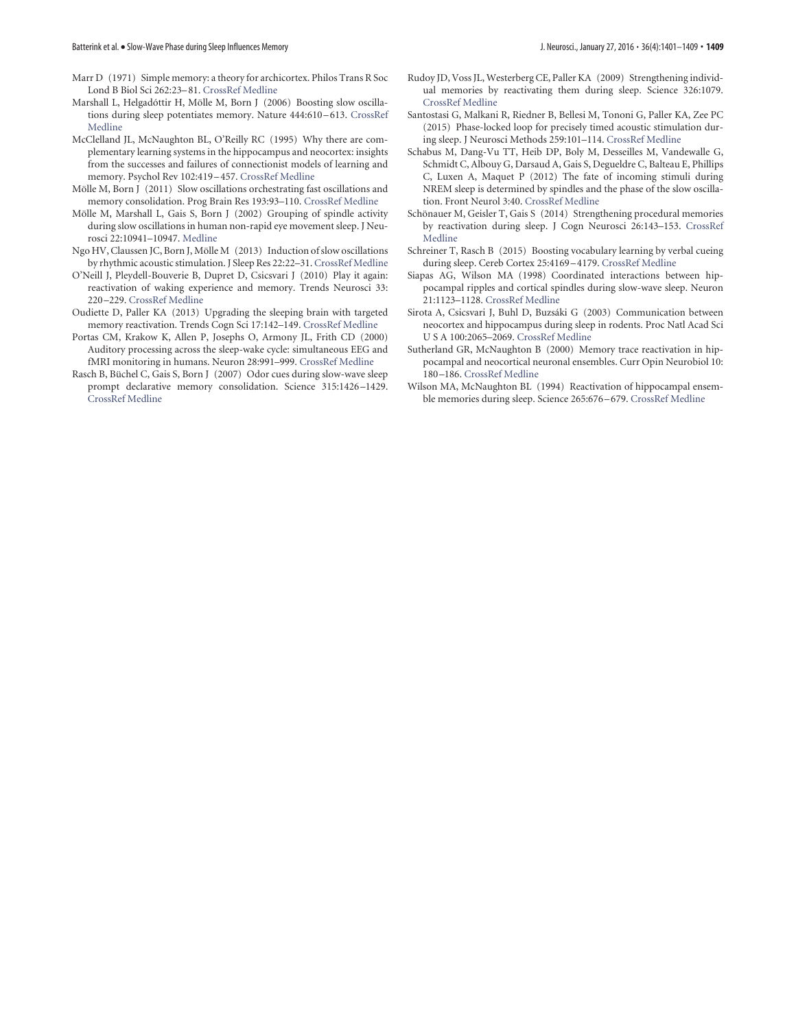Marr D (1971) Simple memory: a theory for archicortex. Philos Trans R Soc Lond B Biol Sci 262:23–81. CrossRef Medline

Marshall L, Helgadóttir H, Mölle M, Born J (2006) Boosting slow oscillations during sleep potentiates memory. Nature 444:610–613. CrossRef Medline

McClelland JL, McNaughton BL, O'Reilly RC (1995) Why there are complementary learning systems in the hippocampus and neocortex: insights from the successes and failures of connectionist models of learning and memory. Psychol Rev 102:419–457. CrossRef Medline

Mölle M, Born J (2011) Slow oscillations orchestrating fast oscillations and memory consolidation. Prog Brain Res 193:93–110. CrossRef Medline

Mölle M, Marshall L, Gais S, Born J (2002) Grouping of spindle activity during slow oscillations in human non-rapid eye movement sleep. J Neurosci 22:10941–10947. Medline

Ngo HV, Claussen JC, Born J, Mölle M (2013) Induction of slow oscillations by rhythmic acoustic stimulation. J Sleep Res 22:22–31. CrossRef Medline

O'Neill J, Pleydell-Bouverie B, Dupret D, Csicsvari J (2010) Play it again: reactivation of waking experience and memory. Trends Neurosci 33: 220–229. CrossRef Medline

Oudiette D, Paller KA (2013) Upgrading the sleeping brain with targeted memory reactivation. Trends Cogn Sci 17:142–149. CrossRef Medline

Portas CM, Krakow K, Allen P, Josephs O, Armony JL, Frith CD (2000) Auditory processing across the sleep-wake cycle: simultaneous EEG and fMRI monitoring in humans. Neuron 28:991–999. CrossRef Medline

Rasch B, Büchel C, Gais S, Born J (2007) Odor cues during slow-wave sleep prompt declarative memory consolidation. Science 315:1426–1429. CrossRef Medline

Rudoy JD, Voss JL, Westerberg CE, Paller KA (2009) Strengthening individual memories by reactivating them during sleep. Science 326:1079. CrossRef Medline

Santostasi G, Malkani R, Riedner B, Bellesi M, Tononi G, Paller KA, Zee PC (2015) Phase-locked loop for precisely timed acoustic stimulation during sleep. J Neurosci Methods 259:101–114. CrossRef Medline

Schabus M, Dang-Vu TT, Heib DP, Boly M, Desseilles M, Vandewalle G, Schmidt C, Albouy G, Darsaud A, Gais S, Degueldre C, Balteau E, Phillips C, Luxen A, Maquet P (2012) The fate of incoming stimuli during NREM sleep is determined by spindles and the phase of the slow oscillation. Front Neurol 3:40. CrossRef Medline

Schönauer M, Geisler T, Gais S (2014) Strengthening procedural memories by reactivation during sleep. J Cogn Neurosci 26:143–153. CrossRef Medline

Schreiner T, Rasch B (2015) Boosting vocabulary learning by verbal cueing during sleep. Cereb Cortex 25:4169–4179. CrossRef Medline

Siapas AG, Wilson MA (1998) Coordinated interactions between hippocampal ripples and cortical spindles during slow-wave sleep. Neuron 21:1123–1128. CrossRef Medline

Sirota A, Csicsvari J, Buhl D, Buzsáki G (2003) Communication between neocortex and hippocampus during sleep in rodents. Proc Natl Acad Sci U S A 100:2065–2069. CrossRef Medline

Sutherland GR, McNaughton B (2000) Memory trace reactivation in hippocampal and neocortical neuronal ensembles. Curr Opin Neurobiol 10: 180–186. CrossRef Medline

Wilson MA, McNaughton BL (1994) Reactivation of hippocampal ensemble memories during sleep. Science 265:676–679. CrossRef Medline